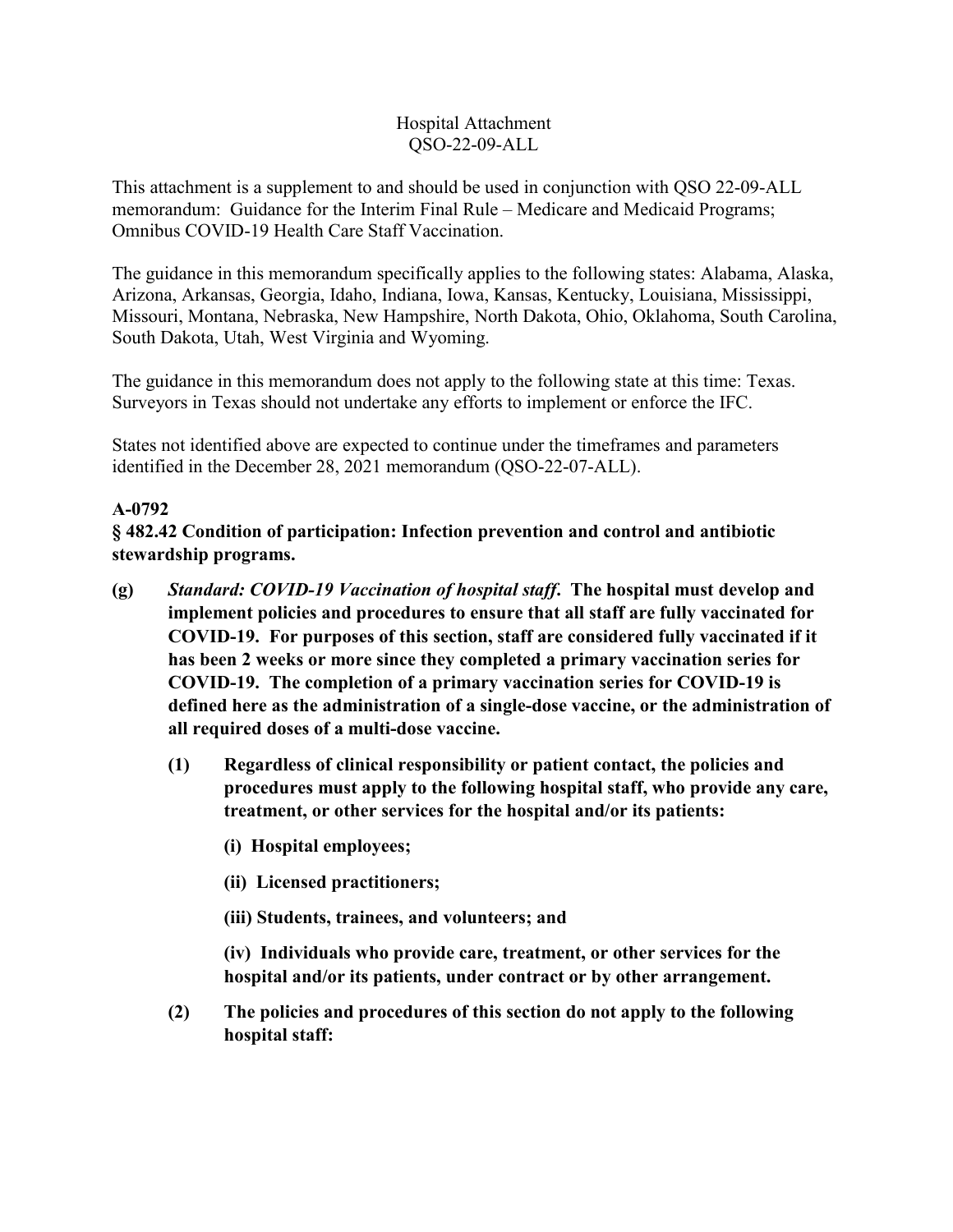Hospital Attachment
QSO-22-09-ALL

This attachment is a supplement to and should be used in conjunction with QSO 22-09-ALL memorandum: Guidance for the Interim Final Rule – Medicare and Medicaid Programs; Omnibus COVID-19 Health Care Staff Vaccination.

The guidance in this memorandum specifically applies to the following states: Alabama, Alaska, Arizona, Arkansas, Georgia, Idaho, Indiana, Iowa, Kansas, Kentucky, Louisiana, Mississippi, Missouri, Montana, Nebraska, New Hampshire, North Dakota, Ohio, Oklahoma, South Carolina, South Dakota, Utah, West Virginia and Wyoming.

The guidance in this memorandum does not apply to the following state at this time: Texas. Surveyors in Texas should not undertake any efforts to implement or enforce the IFC.

States not identified above are expected to continue under the timeframes and parameters identified in the December 28, 2021 memorandum (QSO-22-07-ALL).

**A-0792**

**§ 482.42 Condition of participation: Infection prevention and control and antibiotic stewardship programs.**

**(g)** ***Standard: COVID-19 Vaccination of hospital staff*. The hospital must develop and implement policies and procedures to ensure that all staff are fully vaccinated for COVID-19. For purposes of this section, staff are considered fully vaccinated if it has been 2 weeks or more since they completed a primary vaccination series for COVID-19. The completion of a primary vaccination series for COVID-19 is defined here as the administration of a single-dose vaccine, or the administration of all required doses of a multi-dose vaccine.**

**(1)** **Regardless of clinical responsibility or patient contact, the policies and procedures must apply to the following hospital staff, who provide any care, treatment, or other services for the hospital and/or its patients:**

**(i) Hospital employees;**

**(ii) Licensed practitioners;**

**(iii) Students, trainees, and volunteers; and**

**(iv) Individuals who provide care, treatment, or other services for the hospital and/or its patients, under contract or by other arrangement.**

**(2)** **The policies and procedures of this section do not apply to the following hospital staff:**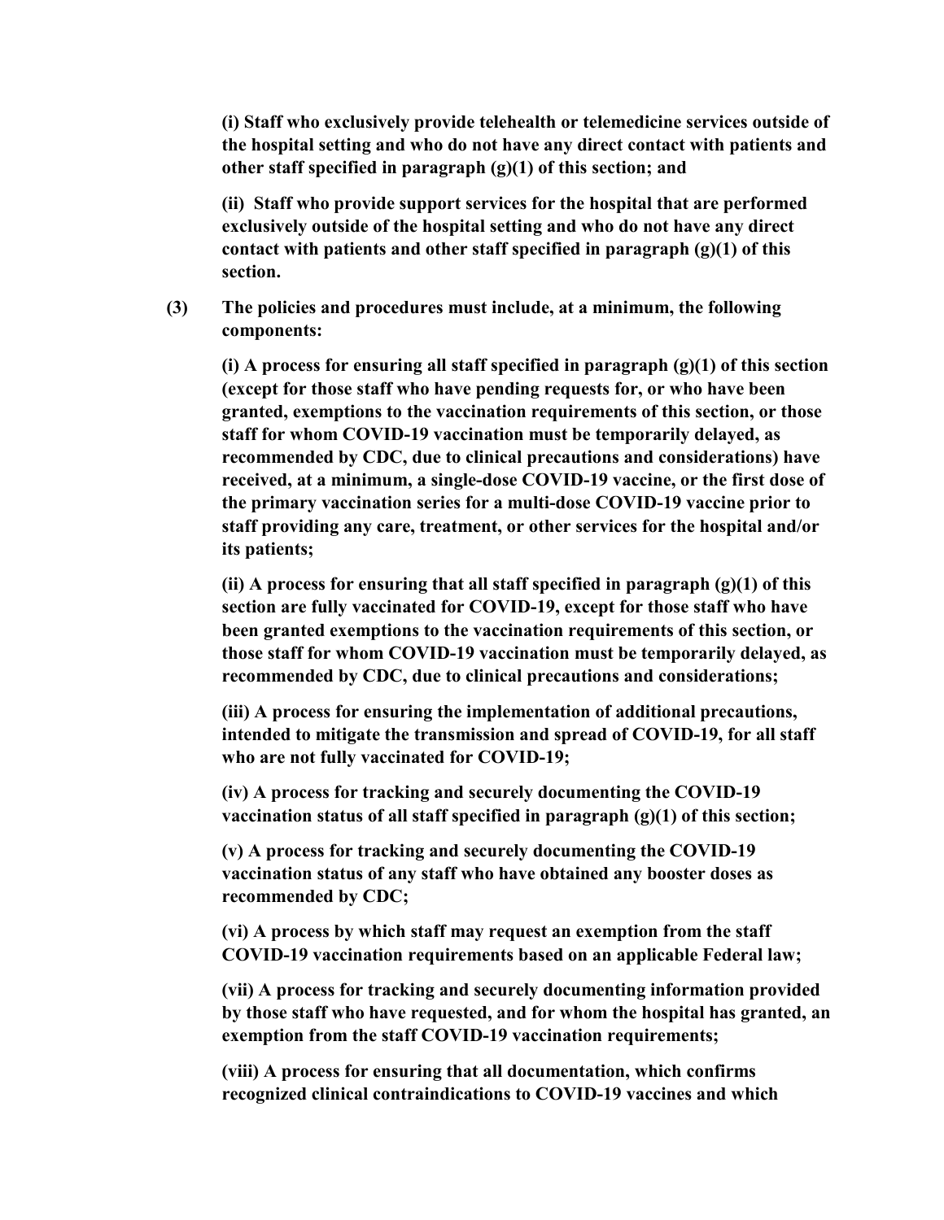**(i) Staff who exclusively provide telehealth or telemedicine services outside of the hospital setting and who do not have any direct contact with patients and other staff specified in paragraph (g)(1) of this section; and**

**(ii) Staff who provide support services for the hospital that are performed exclusively outside of the hospital setting and who do not have any direct contact with patients and other staff specified in paragraph (g)(1) of this section.**

**(3) The policies and procedures must include, at a minimum, the following components:**

**(i) A process for ensuring all staff specified in paragraph (g)(1) of this section (except for those staff who have pending requests for, or who have been granted, exemptions to the vaccination requirements of this section, or those staff for whom COVID-19 vaccination must be temporarily delayed, as recommended by CDC, due to clinical precautions and considerations) have received, at a minimum, a single-dose COVID-19 vaccine, or the first dose of the primary vaccination series for a multi-dose COVID-19 vaccine prior to staff providing any care, treatment, or other services for the hospital and/or its patients;**

**(ii) A process for ensuring that all staff specified in paragraph (g)(1) of this section are fully vaccinated for COVID-19, except for those staff who have been granted exemptions to the vaccination requirements of this section, or those staff for whom COVID-19 vaccination must be temporarily delayed, as recommended by CDC, due to clinical precautions and considerations;**

**(iii) A process for ensuring the implementation of additional precautions, intended to mitigate the transmission and spread of COVID-19, for all staff who are not fully vaccinated for COVID-19;**

**(iv) A process for tracking and securely documenting the COVID-19 vaccination status of all staff specified in paragraph (g)(1) of this section;**

**(v) A process for tracking and securely documenting the COVID-19 vaccination status of any staff who have obtained any booster doses as recommended by CDC;**

**(vi) A process by which staff may request an exemption from the staff COVID-19 vaccination requirements based on an applicable Federal law;**

**(vii) A process for tracking and securely documenting information provided by those staff who have requested, and for whom the hospital has granted, an exemption from the staff COVID-19 vaccination requirements;**

**(viii) A process for ensuring that all documentation, which confirms recognized clinical contraindications to COVID-19 vaccines and which**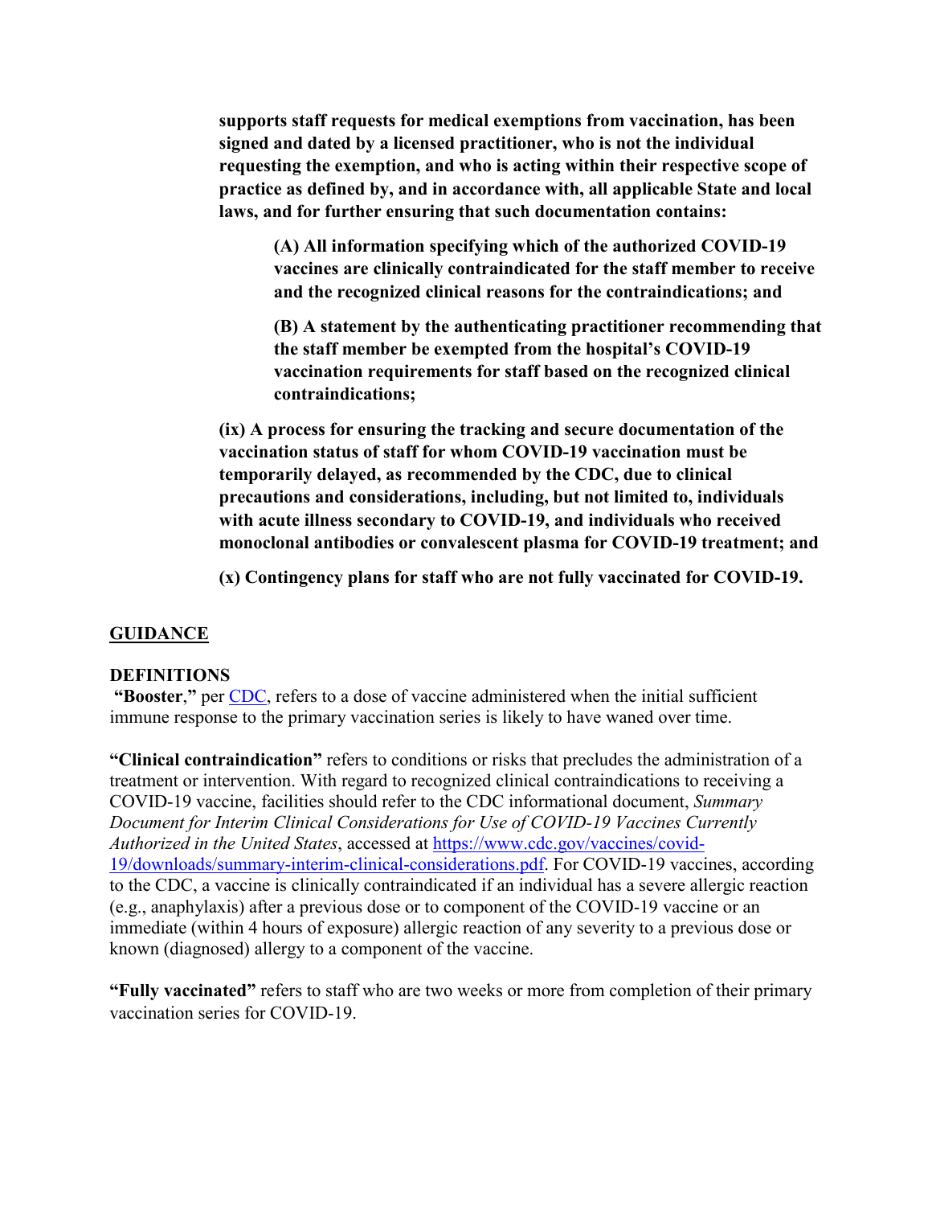**supports staff requests for medical exemptions from vaccination, has been signed and dated by a licensed practitioner, who is not the individual requesting the exemption, and who is acting within their respective scope of practice as defined by, and in accordance with, all applicable State and local laws, and for further ensuring that such documentation contains:**

> **(A) All information specifying which of the authorized COVID-19 vaccines are clinically contraindicated for the staff member to receive and the recognized clinical reasons for the contraindications; and**
>
> **(B) A statement by the authenticating practitioner recommending that the staff member be exempted from the hospital's COVID-19 vaccination requirements for staff based on the recognized clinical contraindications;**

**(ix) A process for ensuring the tracking and secure documentation of the vaccination status of staff for whom COVID-19 vaccination must be temporarily delayed, as recommended by the CDC, due to clinical precautions and considerations, including, but not limited to, individuals with acute illness secondary to COVID-19, and individuals who received monoclonal antibodies or convalescent plasma for COVID-19 treatment; and**

**(x) Contingency plans for staff who are not fully vaccinated for COVID-19.**

## GUIDANCE

### DEFINITIONS

**"Booster,"** per [CDC](CDC), refers to a dose of vaccine administered when the initial sufficient immune response to the primary vaccination series is likely to have waned over time.

**"Clinical contraindication"** refers to conditions or risks that precludes the administration of a treatment or intervention. With regard to recognized clinical contraindications to receiving a COVID-19 vaccine, facilities should refer to the CDC informational document, *Summary Document for Interim Clinical Considerations for Use of COVID-19 Vaccines Currently Authorized in the United States*, accessed at [https://www.cdc.gov/vaccines/covid-19/downloads/summary-interim-clinical-considerations.pdf](https://www.cdc.gov/vaccines/covid-19/downloads/summary-interim-clinical-considerations.pdf). For COVID-19 vaccines, according to the CDC, a vaccine is clinically contraindicated if an individual has a severe allergic reaction (e.g., anaphylaxis) after a previous dose or to component of the COVID-19 vaccine or an immediate (within 4 hours of exposure) allergic reaction of any severity to a previous dose or known (diagnosed) allergy to a component of the vaccine.

**"Fully vaccinated"** refers to staff who are two weeks or more from completion of their primary vaccination series for COVID-19.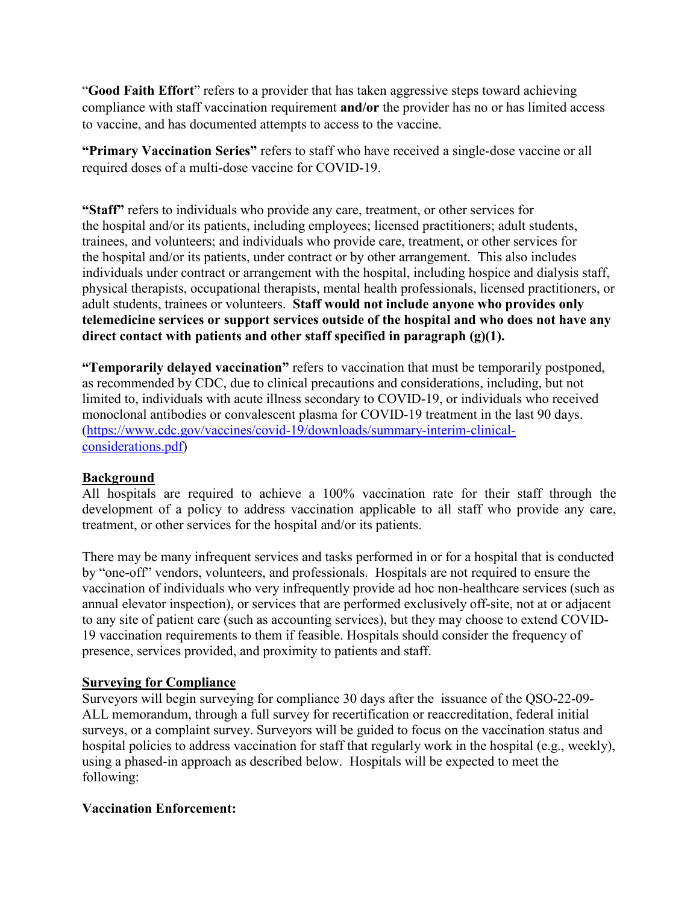"**Good Faith Effort**" refers to a provider that has taken aggressive steps toward achieving compliance with staff vaccination requirement **and/or** the provider has no or has limited access to vaccine, and has documented attempts to access to the vaccine.

**"Primary Vaccination Series"** refers to staff who have received a single-dose vaccine or all required doses of a multi-dose vaccine for COVID-19.

**"Staff"** refers to individuals who provide any care, treatment, or other services for the hospital and/or its patients, including employees; licensed practitioners; adult students, trainees, and volunteers; and individuals who provide care, treatment, or other services for the hospital and/or its patients, under contract or by other arrangement. This also includes individuals under contract or arrangement with the hospital, including hospice and dialysis staff, physical therapists, occupational therapists, mental health professionals, licensed practitioners, or adult students, trainees or volunteers. **Staff would not include anyone who provides only telemedicine services or support services outside of the hospital and who does not have any direct contact with patients and other staff specified in paragraph (g)(1).**

**"Temporarily delayed vaccination"** refers to vaccination that must be temporarily postponed, as recommended by CDC, due to clinical precautions and considerations, including, but not limited to, individuals with acute illness secondary to COVID-19, or individuals who received monoclonal antibodies or convalescent plasma for COVID-19 treatment in the last 90 days. (https://www.cdc.gov/vaccines/covid-19/downloads/summary-interim-clinical-considerations.pdf)

## Background

All hospitals are required to achieve a 100% vaccination rate for their staff through the development of a policy to address vaccination applicable to all staff who provide any care, treatment, or other services for the hospital and/or its patients.

There may be many infrequent services and tasks performed in or for a hospital that is conducted by "one-off" vendors, volunteers, and professionals. Hospitals are not required to ensure the vaccination of individuals who very infrequently provide ad hoc non-healthcare services (such as annual elevator inspection), or services that are performed exclusively off-site, not at or adjacent to any site of patient care (such as accounting services), but they may choose to extend COVID-19 vaccination requirements to them if feasible. Hospitals should consider the frequency of presence, services provided, and proximity to patients and staff.

## Surveying for Compliance

Surveyors will begin surveying for compliance 30 days after the issuance of the QSO-22-09-ALL memorandum, through a full survey for recertification or reaccreditation, federal initial surveys, or a complaint survey. Surveyors will be guided to focus on the vaccination status and hospital policies to address vaccination for staff that regularly work in the hospital (e.g., weekly), using a phased-in approach as described below. Hospitals will be expected to meet the following:

**Vaccination Enforcement:**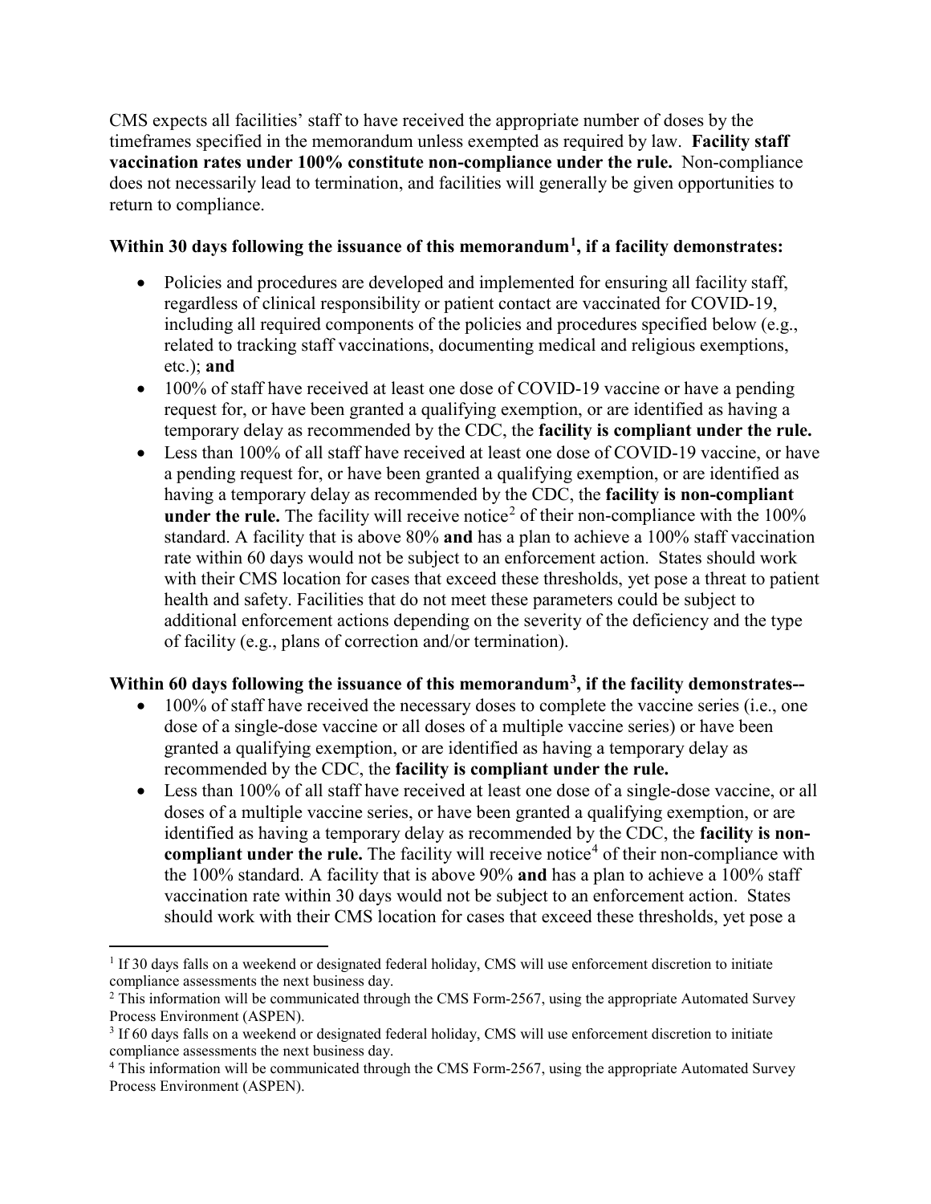CMS expects all facilities' staff to have received the appropriate number of doses by the timeframes specified in the memorandum unless exempted as required by law. **Facility staff vaccination rates under 100% constitute non-compliance under the rule.** Non-compliance does not necessarily lead to termination, and facilities will generally be given opportunities to return to compliance.

**Within 30 days following the issuance of this memorandum[1], if a facility demonstrates:**

- Policies and procedures are developed and implemented for ensuring all facility staff, regardless of clinical responsibility or patient contact are vaccinated for COVID-19, including all required components of the policies and procedures specified below (e.g., related to tracking staff vaccinations, documenting medical and religious exemptions, etc.); **and**
- 100% of staff have received at least one dose of COVID-19 vaccine or have a pending request for, or have been granted a qualifying exemption, or are identified as having a temporary delay as recommended by the CDC, the **facility is compliant under the rule.**
- Less than 100% of all staff have received at least one dose of COVID-19 vaccine, or have a pending request for, or have been granted a qualifying exemption, or are identified as having a temporary delay as recommended by the CDC, the **facility is non-compliant under the rule.** The facility will receive notice[2] of their non-compliance with the 100% standard. A facility that is above 80% **and** has a plan to achieve a 100% staff vaccination rate within 60 days would not be subject to an enforcement action. States should work with their CMS location for cases that exceed these thresholds, yet pose a threat to patient health and safety. Facilities that do not meet these parameters could be subject to additional enforcement actions depending on the severity of the deficiency and the type of facility (e.g., plans of correction and/or termination).

**Within 60 days following the issuance of this memorandum[3], if the facility demonstrates--**

- 100% of staff have received the necessary doses to complete the vaccine series (i.e., one dose of a single-dose vaccine or all doses of a multiple vaccine series) or have been granted a qualifying exemption, or are identified as having a temporary delay as recommended by the CDC, the **facility is compliant under the rule.**
- Less than 100% of all staff have received at least one dose of a single-dose vaccine, or all doses of a multiple vaccine series, or have been granted a qualifying exemption, or are identified as having a temporary delay as recommended by the CDC, the **facility is non-compliant under the rule.** The facility will receive notice[4] of their non-compliance with the 100% standard. A facility that is above 90% **and** has a plan to achieve a 100% staff vaccination rate within 30 days would not be subject to an enforcement action. States should work with their CMS location for cases that exceed these thresholds, yet pose a

---

[1] If 30 days falls on a weekend or designated federal holiday, CMS will use enforcement discretion to initiate compliance assessments the next business day.

[2] This information will be communicated through the CMS Form-2567, using the appropriate Automated Survey Process Environment (ASPEN).

[3] If 60 days falls on a weekend or designated federal holiday, CMS will use enforcement discretion to initiate compliance assessments the next business day.

[4] This information will be communicated through the CMS Form-2567, using the appropriate Automated Survey Process Environment (ASPEN).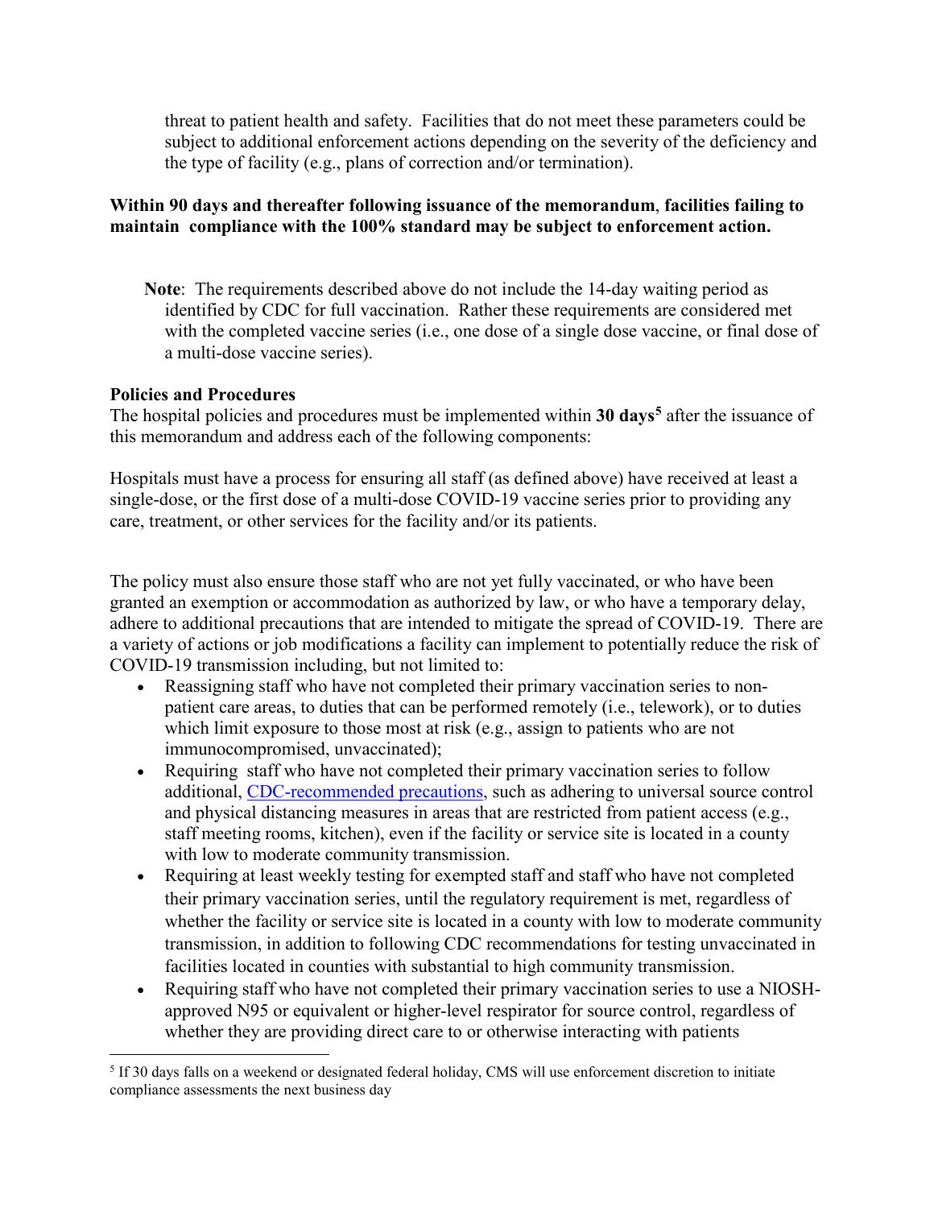threat to patient health and safety. Facilities that do not meet these parameters could be subject to additional enforcement actions depending on the severity of the deficiency and the type of facility (e.g., plans of correction and/or termination).

**Within 90 days and thereafter following issuance of the memorandum**, **facilities failing to maintain compliance with the 100% standard may be subject to enforcement action.**

**Note**: The requirements described above do not include the 14-day waiting period as identified by CDC for full vaccination. Rather these requirements are considered met with the completed vaccine series (i.e., one dose of a single dose vaccine, or final dose of a multi-dose vaccine series).

**Policies and Procedures**

The hospital policies and procedures must be implemented within **30 days**[5] after the issuance of this memorandum and address each of the following components:

Hospitals must have a process for ensuring all staff (as defined above) have received at least a single-dose, or the first dose of a multi-dose COVID-19 vaccine series prior to providing any care, treatment, or other services for the facility and/or its patients.

The policy must also ensure those staff who are not yet fully vaccinated, or who have been granted an exemption or accommodation as authorized by law, or who have a temporary delay, adhere to additional precautions that are intended to mitigate the spread of COVID-19. There are a variety of actions or job modifications a facility can implement to potentially reduce the risk of COVID-19 transmission including, but not limited to:

- Reassigning staff who have not completed their primary vaccination series to non-patient care areas, to duties that can be performed remotely (i.e., telework), or to duties which limit exposure to those most at risk (e.g., assign to patients who are not immunocompromised, unvaccinated);
- Requiring staff who have not completed their primary vaccination series to follow additional, CDC-recommended precautions, such as adhering to universal source control and physical distancing measures in areas that are restricted from patient access (e.g., staff meeting rooms, kitchen), even if the facility or service site is located in a county with low to moderate community transmission.
- Requiring at least weekly testing for exempted staff and staff who have not completed their primary vaccination series, until the regulatory requirement is met, regardless of whether the facility or service site is located in a county with low to moderate community transmission, in addition to following CDC recommendations for testing unvaccinated in facilities located in counties with substantial to high community transmission.
- Requiring staff who have not completed their primary vaccination series to use a NIOSH-approved N95 or equivalent or higher-level respirator for source control, regardless of whether they are providing direct care to or otherwise interacting with patients

[5] If 30 days falls on a weekend or designated federal holiday, CMS will use enforcement discretion to initiate compliance assessments the next business day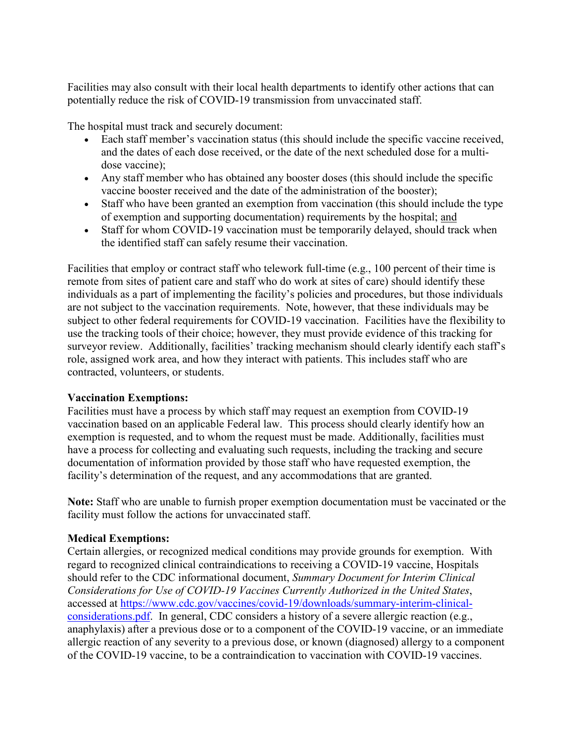Facilities may also consult with their local health departments to identify other actions that can potentially reduce the risk of COVID-19 transmission from unvaccinated staff.

The hospital must track and securely document:

- Each staff member's vaccination status (this should include the specific vaccine received, and the dates of each dose received, or the date of the next scheduled dose for a multi-dose vaccine);
- Any staff member who has obtained any booster doses (this should include the specific vaccine booster received and the date of the administration of the booster);
- Staff who have been granted an exemption from vaccination (this should include the type of exemption and supporting documentation) requirements by the hospital; <u>and</u>
- Staff for whom COVID-19 vaccination must be temporarily delayed, should track when the identified staff can safely resume their vaccination.

Facilities that employ or contract staff who telework full-time (e.g., 100 percent of their time is remote from sites of patient care and staff who do work at sites of care) should identify these individuals as a part of implementing the facility's policies and procedures, but those individuals are not subject to the vaccination requirements. Note, however, that these individuals may be subject to other federal requirements for COVID-19 vaccination. Facilities have the flexibility to use the tracking tools of their choice; however, they must provide evidence of this tracking for surveyor review. Additionally, facilities' tracking mechanism should clearly identify each staff's role, assigned work area, and how they interact with patients. This includes staff who are contracted, volunteers, or students.

**Vaccination Exemptions:**
Facilities must have a process by which staff may request an exemption from COVID-19 vaccination based on an applicable Federal law. This process should clearly identify how an exemption is requested, and to whom the request must be made. Additionally, facilities must have a process for collecting and evaluating such requests, including the tracking and secure documentation of information provided by those staff who have requested exemption, the facility's determination of the request, and any accommodations that are granted.

**Note:** Staff who are unable to furnish proper exemption documentation must be vaccinated or the facility must follow the actions for unvaccinated staff.

**Medical Exemptions:**
Certain allergies, or recognized medical conditions may provide grounds for exemption. With regard to recognized clinical contraindications to receiving a COVID-19 vaccine, Hospitals should refer to the CDC informational document, *Summary Document for Interim Clinical Considerations for Use of COVID-19 Vaccines Currently Authorized in the United States*, accessed at [https://www.cdc.gov/vaccines/covid-19/downloads/summary-interim-clinical-considerations.pdf](https://www.cdc.gov/vaccines/covid-19/downloads/summary-interim-clinical-considerations.pdf). In general, CDC considers a history of a severe allergic reaction (e.g., anaphylaxis) after a previous dose or to a component of the COVID-19 vaccine, or an immediate allergic reaction of any severity to a previous dose, or known (diagnosed) allergy to a component of the COVID-19 vaccine, to be a contraindication to vaccination with COVID-19 vaccines.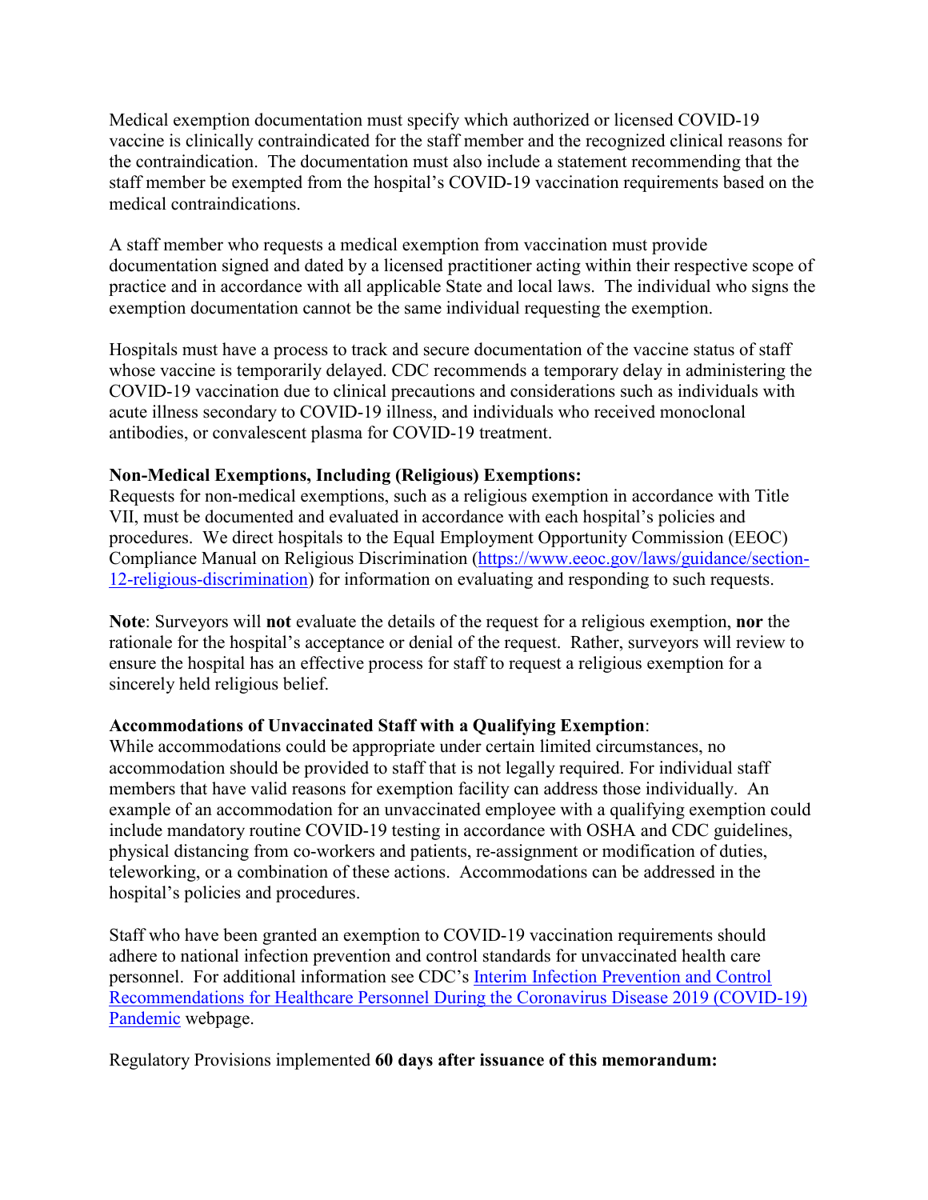Medical exemption documentation must specify which authorized or licensed COVID-19 vaccine is clinically contraindicated for the staff member and the recognized clinical reasons for the contraindication. The documentation must also include a statement recommending that the staff member be exempted from the hospital's COVID-19 vaccination requirements based on the medical contraindications.

A staff member who requests a medical exemption from vaccination must provide documentation signed and dated by a licensed practitioner acting within their respective scope of practice and in accordance with all applicable State and local laws. The individual who signs the exemption documentation cannot be the same individual requesting the exemption.

Hospitals must have a process to track and secure documentation of the vaccine status of staff whose vaccine is temporarily delayed. CDC recommends a temporary delay in administering the COVID-19 vaccination due to clinical precautions and considerations such as individuals with acute illness secondary to COVID-19 illness, and individuals who received monoclonal antibodies, or convalescent plasma for COVID-19 treatment.

**Non-Medical Exemptions, Including (Religious) Exemptions:**
Requests for non-medical exemptions, such as a religious exemption in accordance with Title VII, must be documented and evaluated in accordance with each hospital's policies and procedures. We direct hospitals to the Equal Employment Opportunity Commission (EEOC) Compliance Manual on Religious Discrimination ([https://www.eeoc.gov/laws/guidance/section-12-religious-discrimination](https://www.eeoc.gov/laws/guidance/section-12-religious-discrimination)) for information on evaluating and responding to such requests.

**Note**: Surveyors will **not** evaluate the details of the request for a religious exemption, **nor** the rationale for the hospital's acceptance or denial of the request. Rather, surveyors will review to ensure the hospital has an effective process for staff to request a religious exemption for a sincerely held religious belief.

**Accommodations of Unvaccinated Staff with a Qualifying Exemption**:
While accommodations could be appropriate under certain limited circumstances, no accommodation should be provided to staff that is not legally required. For individual staff members that have valid reasons for exemption facility can address those individually. An example of an accommodation for an unvaccinated employee with a qualifying exemption could include mandatory routine COVID-19 testing in accordance with OSHA and CDC guidelines, physical distancing from co-workers and patients, re-assignment or modification of duties, teleworking, or a combination of these actions. Accommodations can be addressed in the hospital's policies and procedures.

Staff who have been granted an exemption to COVID-19 vaccination requirements should adhere to national infection prevention and control standards for unvaccinated health care personnel. For additional information see CDC's Interim Infection Prevention and Control Recommendations for Healthcare Personnel During the Coronavirus Disease 2019 (COVID-19) Pandemic webpage.

Regulatory Provisions implemented **60 days after issuance of this memorandum:**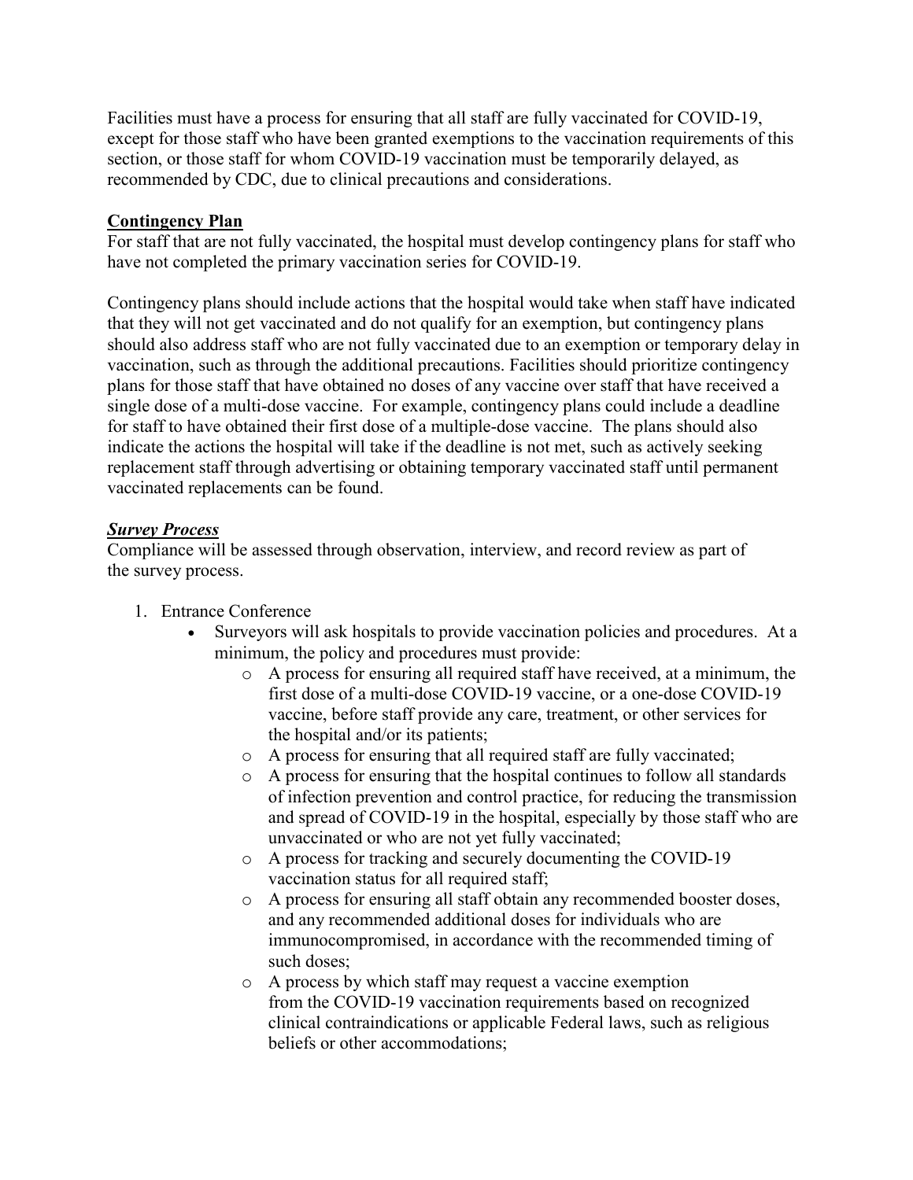Facilities must have a process for ensuring that all staff are fully vaccinated for COVID-19, except for those staff who have been granted exemptions to the vaccination requirements of this section, or those staff for whom COVID-19 vaccination must be temporarily delayed, as recommended by CDC, due to clinical precautions and considerations.

**Contingency Plan**

For staff that are not fully vaccinated, the hospital must develop contingency plans for staff who have not completed the primary vaccination series for COVID-19.

Contingency plans should include actions that the hospital would take when staff have indicated that they will not get vaccinated and do not qualify for an exemption, but contingency plans should also address staff who are not fully vaccinated due to an exemption or temporary delay in vaccination, such as through the additional precautions. Facilities should prioritize contingency plans for those staff that have obtained no doses of any vaccine over staff that have received a single dose of a multi-dose vaccine. For example, contingency plans could include a deadline for staff to have obtained their first dose of a multiple-dose vaccine. The plans should also indicate the actions the hospital will take if the deadline is not met, such as actively seeking replacement staff through advertising or obtaining temporary vaccinated staff until permanent vaccinated replacements can be found.

***Survey Process***

Compliance will be assessed through observation, interview, and record review as part of the survey process.

1. Entrance Conference
   - Surveyors will ask hospitals to provide vaccination policies and procedures. At a minimum, the policy and procedures must provide:
     - A process for ensuring all required staff have received, at a minimum, the first dose of a multi-dose COVID-19 vaccine, or a one-dose COVID-19 vaccine, before staff provide any care, treatment, or other services for the hospital and/or its patients;
     - A process for ensuring that all required staff are fully vaccinated;
     - A process for ensuring that the hospital continues to follow all standards of infection prevention and control practice, for reducing the transmission and spread of COVID-19 in the hospital, especially by those staff who are unvaccinated or who are not yet fully vaccinated;
     - A process for tracking and securely documenting the COVID-19 vaccination status for all required staff;
     - A process for ensuring all staff obtain any recommended booster doses, and any recommended additional doses for individuals who are immunocompromised, in accordance with the recommended timing of such doses;
     - A process by which staff may request a vaccine exemption from the COVID-19 vaccination requirements based on recognized clinical contraindications or applicable Federal laws, such as religious beliefs or other accommodations;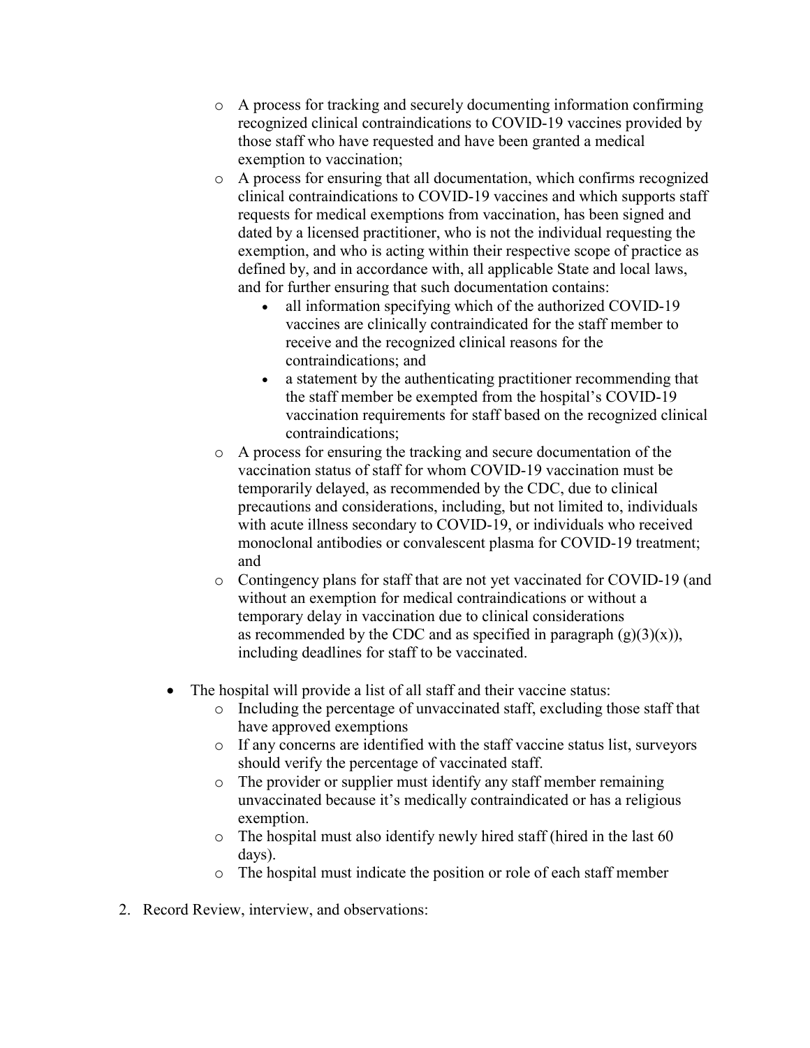- A process for tracking and securely documenting information confirming recognized clinical contraindications to COVID-19 vaccines provided by those staff who have requested and have been granted a medical exemption to vaccination;
  - A process for ensuring that all documentation, which confirms recognized clinical contraindications to COVID-19 vaccines and which supports staff requests for medical exemptions from vaccination, has been signed and dated by a licensed practitioner, who is not the individual requesting the exemption, and who is acting within their respective scope of practice as defined by, and in accordance with, all applicable State and local laws, and for further ensuring that such documentation contains:
    - all information specifying which of the authorized COVID-19 vaccines are clinically contraindicated for the staff member to receive and the recognized clinical reasons for the contraindications; and
    - a statement by the authenticating practitioner recommending that the staff member be exempted from the hospital's COVID-19 vaccination requirements for staff based on the recognized clinical contraindications;
  - A process for ensuring the tracking and secure documentation of the vaccination status of staff for whom COVID-19 vaccination must be temporarily delayed, as recommended by the CDC, due to clinical precautions and considerations, including, but not limited to, individuals with acute illness secondary to COVID-19, or individuals who received monoclonal antibodies or convalescent plasma for COVID-19 treatment; and
  - Contingency plans for staff that are not yet vaccinated for COVID-19 (and without an exemption for medical contraindications or without a temporary delay in vaccination due to clinical considerations as recommended by the CDC and as specified in paragraph (g)(3)(x)), including deadlines for staff to be vaccinated.

- The hospital will provide a list of all staff and their vaccine status:
  - Including the percentage of unvaccinated staff, excluding those staff that have approved exemptions
  - If any concerns are identified with the staff vaccine status list, surveyors should verify the percentage of vaccinated staff.
  - The provider or supplier must identify any staff member remaining unvaccinated because it's medically contraindicated or has a religious exemption.
  - The hospital must also identify newly hired staff (hired in the last 60 days).
  - The hospital must indicate the position or role of each staff member

2. Record Review, interview, and observations: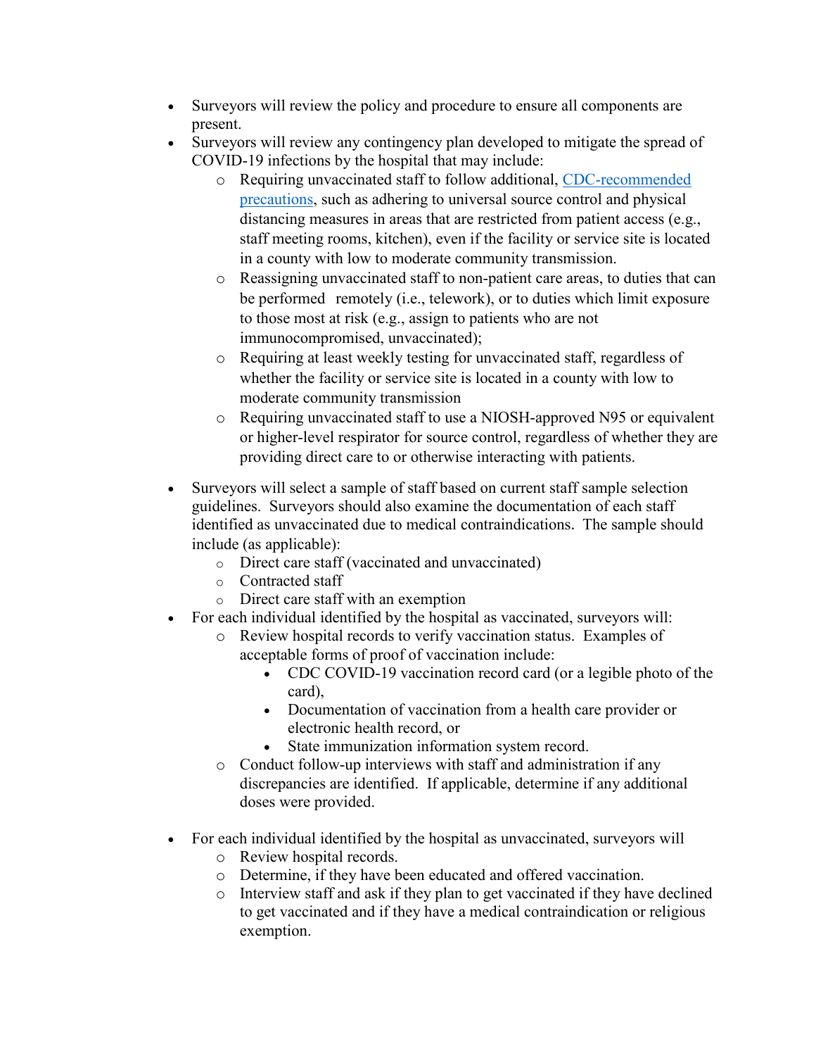- Surveyors will review the policy and procedure to ensure all components are present.
- Surveyors will review any contingency plan developed to mitigate the spread of COVID-19 infections by the hospital that may include:
  - Requiring unvaccinated staff to follow additional, [CDC-recommended precautions](), such as adhering to universal source control and physical distancing measures in areas that are restricted from patient access (e.g., staff meeting rooms, kitchen), even if the facility or service site is located in a county with low to moderate community transmission.
  - Reassigning unvaccinated staff to non-patient care areas, to duties that can be performed remotely (i.e., telework), or to duties which limit exposure to those most at risk (e.g., assign to patients who are not immunocompromised, unvaccinated);
  - Requiring at least weekly testing for unvaccinated staff, regardless of whether the facility or service site is located in a county with low to moderate community transmission
  - Requiring unvaccinated staff to use a NIOSH-approved N95 or equivalent or higher-level respirator for source control, regardless of whether they are providing direct care to or otherwise interacting with patients.

- Surveyors will select a sample of staff based on current staff sample selection guidelines. Surveyors should also examine the documentation of each staff identified as unvaccinated due to medical contraindications. The sample should include (as applicable):
  - Direct care staff (vaccinated and unvaccinated)
  - Contracted staff
  - Direct care staff with an exemption
- For each individual identified by the hospital as vaccinated, surveyors will:
  - Review hospital records to verify vaccination status. Examples of acceptable forms of proof of vaccination include:
    - CDC COVID-19 vaccination record card (or a legible photo of the card),
    - Documentation of vaccination from a health care provider or electronic health record, or
    - State immunization information system record.
  - Conduct follow-up interviews with staff and administration if any discrepancies are identified. If applicable, determine if any additional doses were provided.

- For each individual identified by the hospital as unvaccinated, surveyors will
  - Review hospital records.
  - Determine, if they have been educated and offered vaccination.
  - Interview staff and ask if they plan to get vaccinated if they have declined to get vaccinated and if they have a medical contraindication or religious exemption.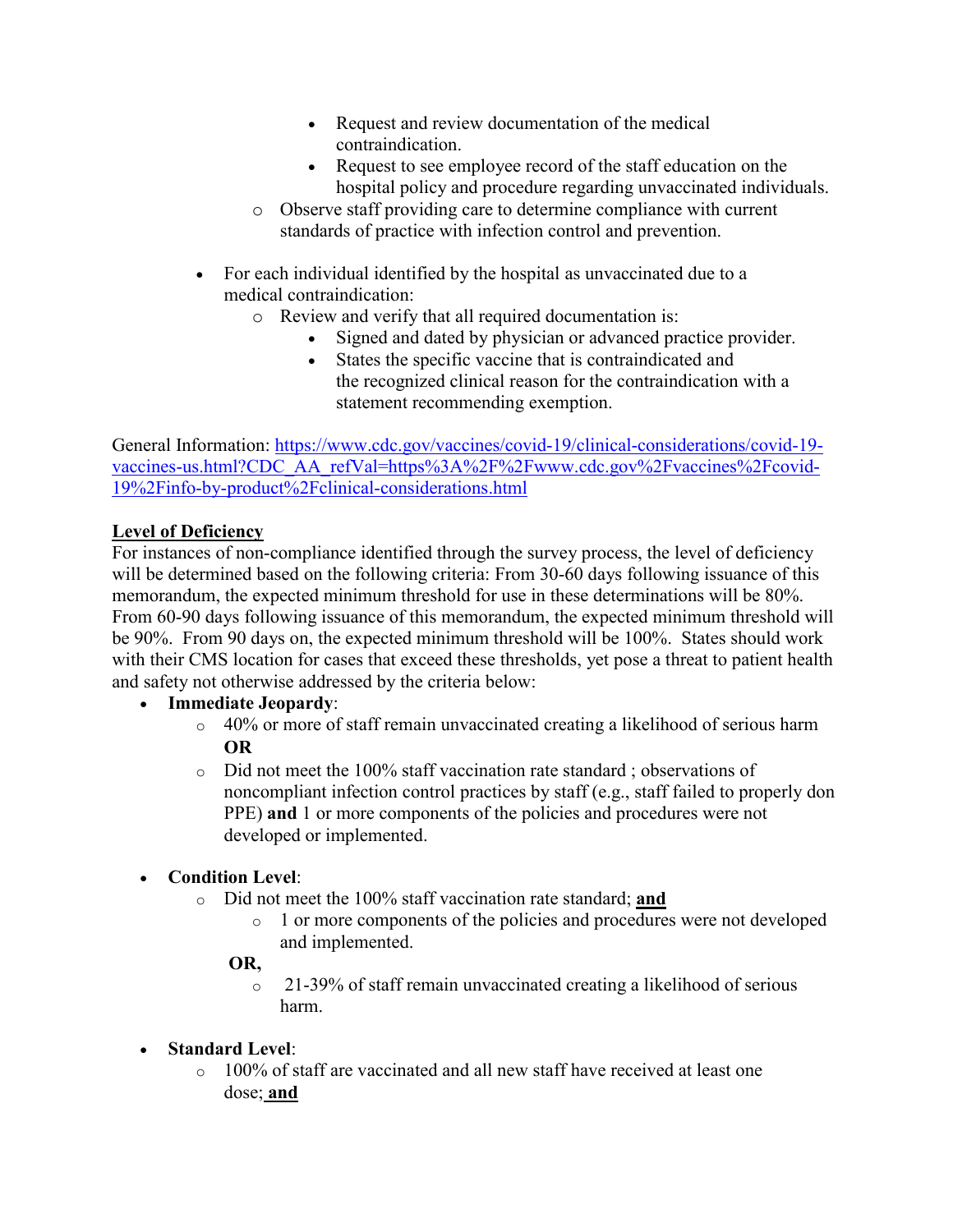- Request and review documentation of the medical contraindication.
        - Request to see employee record of the staff education on the hospital policy and procedure regarding unvaccinated individuals.
    - Observe staff providing care to determine compliance with current standards of practice with infection control and prevention.

- For each individual identified by the hospital as unvaccinated due to a medical contraindication:
    - Review and verify that all required documentation is:
        - Signed and dated by physician or advanced practice provider.
        - States the specific vaccine that is contraindicated and the recognized clinical reason for the contraindication with a statement recommending exemption.

General Information: https://www.cdc.gov/vaccines/covid-19/clinical-considerations/covid-19-vaccines-us.html?CDC_AA_refVal=https%3A%2F%2Fwww.cdc.gov%2Fvaccines%2Fcovid-19%2Finfo-by-product%2Fclinical-considerations.html

**<u>Level of Deficiency</u>**

For instances of non-compliance identified through the survey process, the level of deficiency will be determined based on the following criteria: From 30-60 days following issuance of this memorandum, the expected minimum threshold for use in these determinations will be 80%. From 60-90 days following issuance of this memorandum, the expected minimum threshold will be 90%. From 90 days on, the expected minimum threshold will be 100%. States should work with their CMS location for cases that exceed these thresholds, yet pose a threat to patient health and safety not otherwise addressed by the criteria below:

- **Immediate Jeopardy**:
    - 40% or more of staff remain unvaccinated creating a likelihood of serious harm **OR**
    - Did not meet the 100% staff vaccination rate standard ; observations of noncompliant infection control practices by staff (e.g., staff failed to properly don PPE) **and** 1 or more components of the policies and procedures were not developed or implemented.

- **Condition Level**:
    - Did not meet the 100% staff vaccination rate standard; **<u>and</u>**
        - 1 or more components of the policies and procedures were not developed and implemented.

    **OR,**
        - 21-39% of staff remain unvaccinated creating a likelihood of serious harm.

- **Standard Level**:
    - 100% of staff are vaccinated and all new staff have received at least one dose; **<u>and</u>**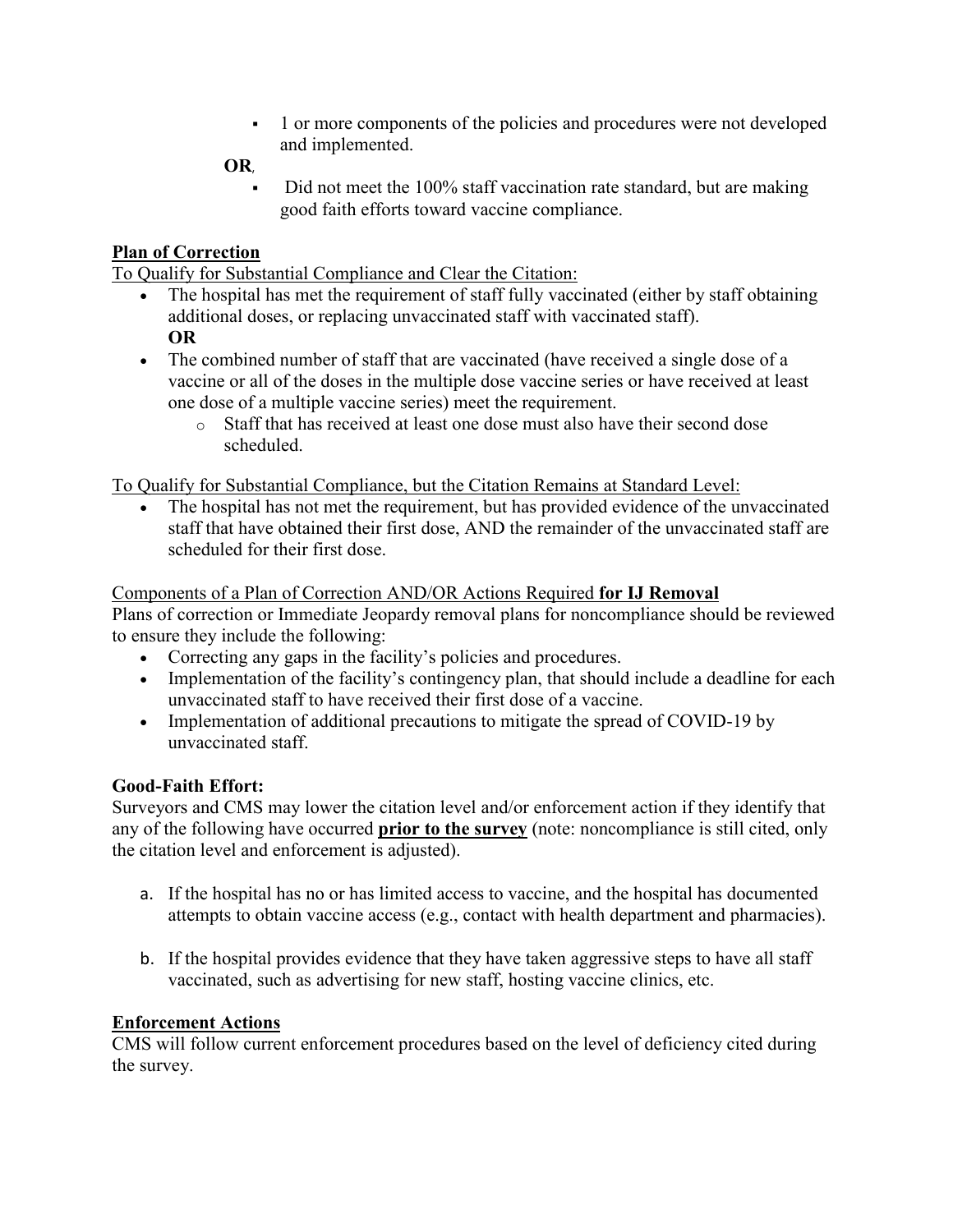- 1 or more components of the policies and procedures were not developed and implemented.

**OR**,

- Did not meet the 100% staff vaccination rate standard, but are making good faith efforts toward vaccine compliance.

**Plan of Correction**

To Qualify for Substantial Compliance and Clear the Citation:

- The hospital has met the requirement of staff fully vaccinated (either by staff obtaining additional doses, or replacing unvaccinated staff with vaccinated staff).
  **OR**
- The combined number of staff that are vaccinated (have received a single dose of a vaccine or all of the doses in the multiple dose vaccine series or have received at least one dose of a multiple vaccine series) meet the requirement.
  - Staff that has received at least one dose must also have their second dose scheduled.

To Qualify for Substantial Compliance, but the Citation Remains at Standard Level:

- The hospital has not met the requirement, but has provided evidence of the unvaccinated staff that have obtained their first dose, AND the remainder of the unvaccinated staff are scheduled for their first dose.

Components of a Plan of Correction AND/OR Actions Required **for IJ Removal**

Plans of correction or Immediate Jeopardy removal plans for noncompliance should be reviewed to ensure they include the following:

- Correcting any gaps in the facility's policies and procedures.
- Implementation of the facility's contingency plan, that should include a deadline for each unvaccinated staff to have received their first dose of a vaccine.
- Implementation of additional precautions to mitigate the spread of COVID-19 by unvaccinated staff.

**Good-Faith Effort:**

Surveyors and CMS may lower the citation level and/or enforcement action if they identify that any of the following have occurred **prior to the survey** (note: noncompliance is still cited, only the citation level and enforcement is adjusted).

a. If the hospital has no or has limited access to vaccine, and the hospital has documented attempts to obtain vaccine access (e.g., contact with health department and pharmacies).

b. If the hospital provides evidence that they have taken aggressive steps to have all staff vaccinated, such as advertising for new staff, hosting vaccine clinics, etc.

**Enforcement Actions**

CMS will follow current enforcement procedures based on the level of deficiency cited during the survey.